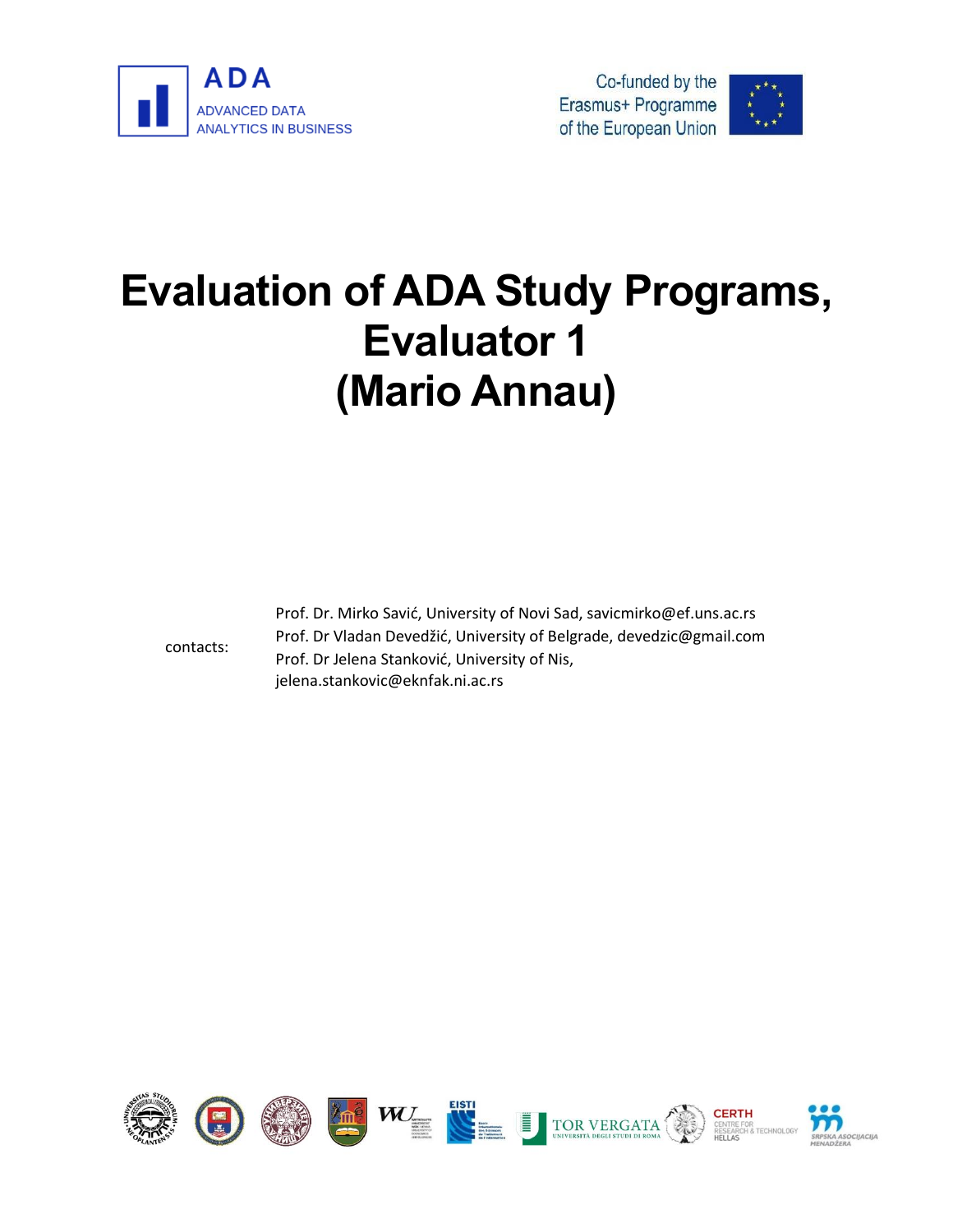ADA

ADVANCED DATA ANALYTICS IN BUSINESS

Co-funded by the Erasmus+ Programme of the European Union

# Evaluation of ADA Study Programs, Evaluator 1 (Mario Annau)

contacts:

Prof. Dr. Mirko Savić, University of Novi Sad, savicmirko@ef.uns.ac.rs
Prof. Dr Vladan Devedžić, University of Belgrade, devedzic@gmail.com
Prof. Dr Jelena Stanković, University of Nis, jelena.stankovic@eknfak.ni.ac.rs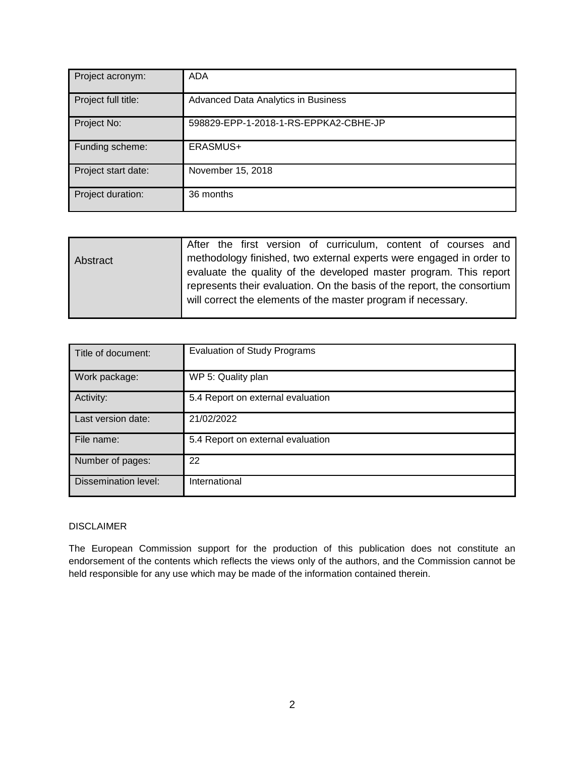| Project acronym: | ADA |
|---|---|
| Project full title: | Advanced Data Analytics in Business |
| Project No: | 598829-EPP-1-2018-1-RS-EPPKA2-CBHE-JP |
| Funding scheme: | ERASMUS+ |
| Project start date: | November 15, 2018 |
| Project duration: | 36 months |

| Abstract | After the first version of curriculum, content of courses and methodology finished, two external experts were engaged in order to evaluate the quality of the developed master program. This report represents their evaluation. On the basis of the report, the consortium will correct the elements of the master program if necessary. |
|---|---|

| Title of document: | Evaluation of Study Programs |
|---|---|
| Work package: | WP 5: Quality plan |
| Activity: | 5.4 Report on external evaluation |
| Last version date: | 21/02/2022 |
| File name: | 5.4 Report on external evaluation |
| Number of pages: | 22 |
| Dissemination level: | International |

DISCLAIMER

The European Commission support for the production of this publication does not constitute an endorsement of the contents which reflects the views only of the authors, and the Commission cannot be held responsible for any use which may be made of the information contained therein.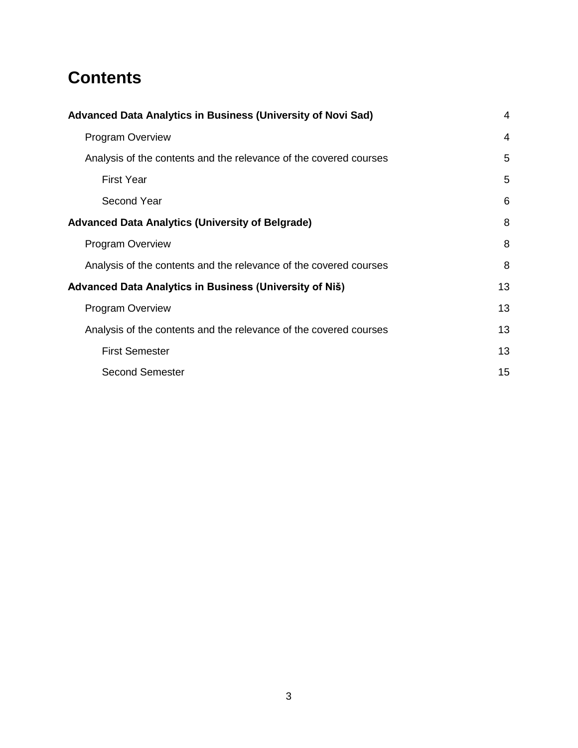# Contents

**Advanced Data Analytics in Business (University of Novi Sad)** 4

- Program Overview 4
- Analysis of the contents and the relevance of the covered courses 5
  - First Year 5
  - Second Year 6

**Advanced Data Analytics (University of Belgrade)** 8

- Program Overview 8
- Analysis of the contents and the relevance of the covered courses 8

**Advanced Data Analytics in Business (University of Niš)** 13

- Program Overview 13
- Analysis of the contents and the relevance of the covered courses 13
  - First Semester 13
  - Second Semester 15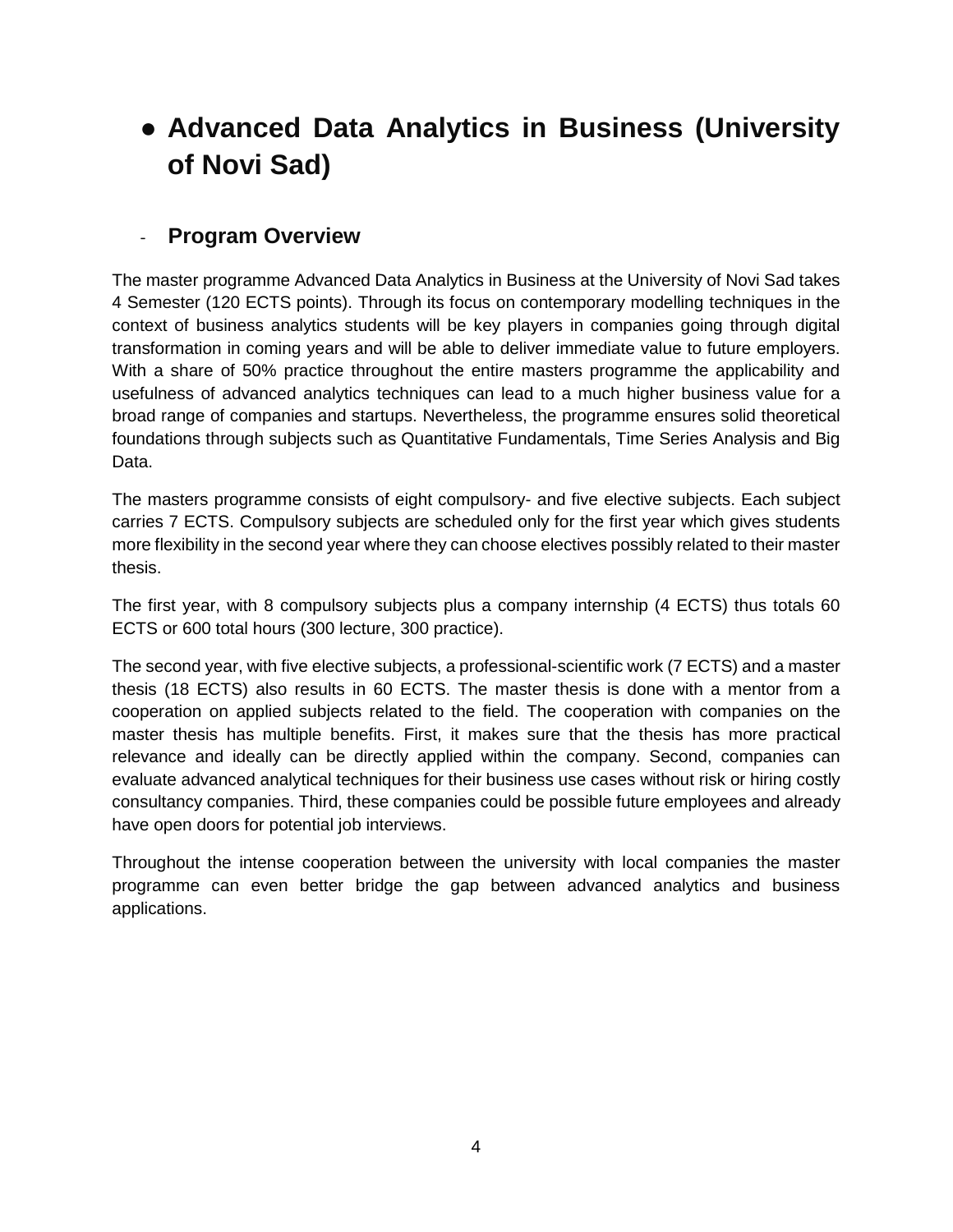# ● Advanced Data Analytics in Business (University of Novi Sad)

## - Program Overview

The master programme Advanced Data Analytics in Business at the University of Novi Sad takes 4 Semester (120 ECTS points). Through its focus on contemporary modelling techniques in the context of business analytics students will be key players in companies going through digital transformation in coming years and will be able to deliver immediate value to future employers. With a share of 50% practice throughout the entire masters programme the applicability and usefulness of advanced analytics techniques can lead to a much higher business value for a broad range of companies and startups. Nevertheless, the programme ensures solid theoretical foundations through subjects such as Quantitative Fundamentals, Time Series Analysis and Big Data.

The masters programme consists of eight compulsory- and five elective subjects. Each subject carries 7 ECTS. Compulsory subjects are scheduled only for the first year which gives students more flexibility in the second year where they can choose electives possibly related to their master thesis.

The first year, with 8 compulsory subjects plus a company internship (4 ECTS) thus totals 60 ECTS or 600 total hours (300 lecture, 300 practice).

The second year, with five elective subjects, a professional-scientific work (7 ECTS) and a master thesis (18 ECTS) also results in 60 ECTS. The master thesis is done with a mentor from a cooperation on applied subjects related to the field. The cooperation with companies on the master thesis has multiple benefits. First, it makes sure that the thesis has more practical relevance and ideally can be directly applied within the company. Second, companies can evaluate advanced analytical techniques for their business use cases without risk or hiring costly consultancy companies. Third, these companies could be possible future employees and already have open doors for potential job interviews.

Throughout the intense cooperation between the university with local companies the master programme can even better bridge the gap between advanced analytics and business applications.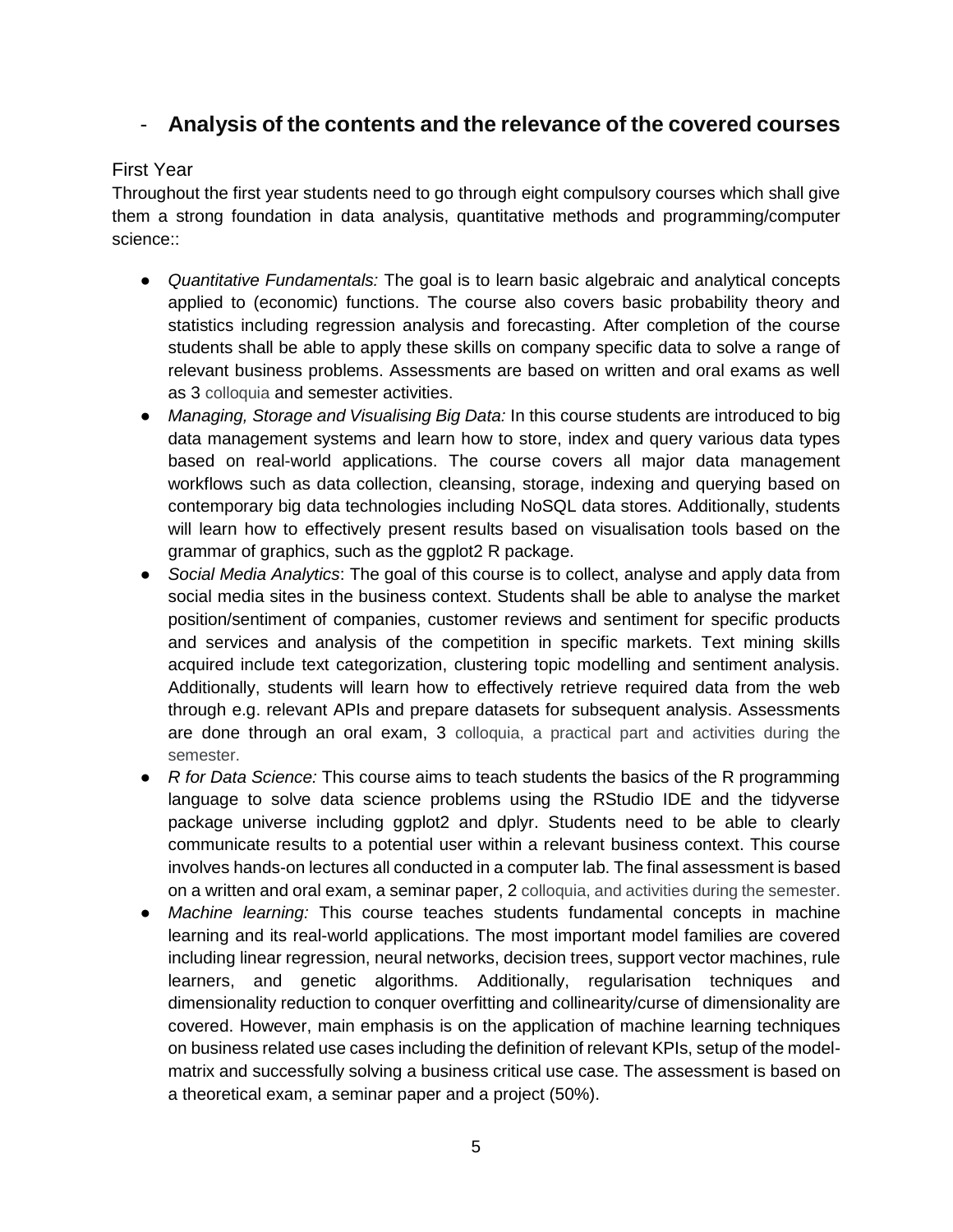## - Analysis of the contents and the relevance of the covered courses

### First Year

Throughout the first year students need to go through eight compulsory courses which shall give them a strong foundation in data analysis, quantitative methods and programming/computer science::

- *Quantitative Fundamentals:* The goal is to learn basic algebraic and analytical concepts applied to (economic) functions. The course also covers basic probability theory and statistics including regression analysis and forecasting. After completion of the course students shall be able to apply these skills on company specific data to solve a range of relevant business problems. Assessments are based on written and oral exams as well as 3 colloquia and semester activities.
- *Managing, Storage and Visualising Big Data:* In this course students are introduced to big data management systems and learn how to store, index and query various data types based on real-world applications. The course covers all major data management workflows such as data collection, cleansing, storage, indexing and querying based on contemporary big data technologies including NoSQL data stores. Additionally, students will learn how to effectively present results based on visualisation tools based on the grammar of graphics, such as the ggplot2 R package.
- *Social Media Analytics*: The goal of this course is to collect, analyse and apply data from social media sites in the business context. Students shall be able to analyse the market position/sentiment of companies, customer reviews and sentiment for specific products and services and analysis of the competition in specific markets. Text mining skills acquired include text categorization, clustering topic modelling and sentiment analysis. Additionally, students will learn how to effectively retrieve required data from the web through e.g. relevant APIs and prepare datasets for subsequent analysis. Assessments are done through an oral exam, 3 colloquia, a practical part and activities during the semester.
- *R for Data Science:* This course aims to teach students the basics of the R programming language to solve data science problems using the RStudio IDE and the tidyverse package universe including ggplot2 and dplyr. Students need to be able to clearly communicate results to a potential user within a relevant business context. This course involves hands-on lectures all conducted in a computer lab. The final assessment is based on a written and oral exam, a seminar paper, 2 colloquia, and activities during the semester.
- *Machine learning:* This course teaches students fundamental concepts in machine learning and its real-world applications. The most important model families are covered including linear regression, neural networks, decision trees, support vector machines, rule learners, and genetic algorithms. Additionally, regularisation techniques and dimensionality reduction to conquer overfitting and collinearity/curse of dimensionality are covered. However, main emphasis is on the application of machine learning techniques on business related use cases including the definition of relevant KPIs, setup of the model-matrix and successfully solving a business critical use case. The assessment is based on a theoretical exam, a seminar paper and a project (50%).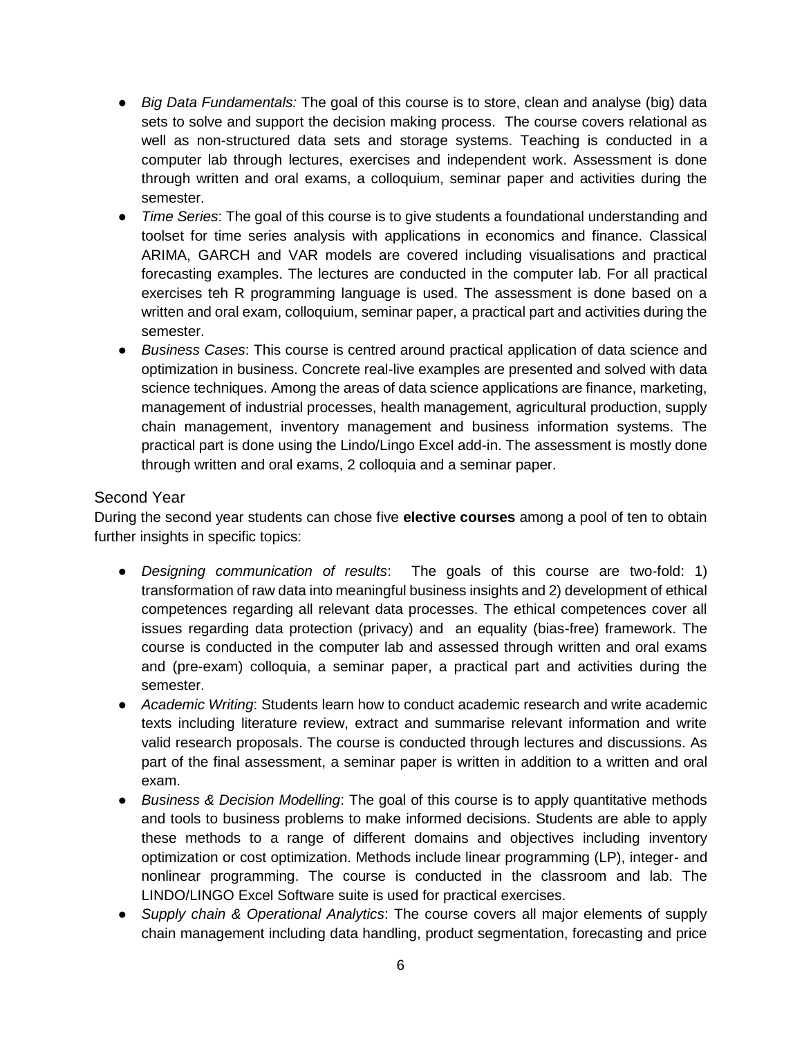- *Big Data Fundamentals:* The goal of this course is to store, clean and analyse (big) data sets to solve and support the decision making process. The course covers relational as well as non-structured data sets and storage systems. Teaching is conducted in a computer lab through lectures, exercises and independent work. Assessment is done through written and oral exams, a colloquium, seminar paper and activities during the semester.
- *Time Series*: The goal of this course is to give students a foundational understanding and toolset for time series analysis with applications in economics and finance. Classical ARIMA, GARCH and VAR models are covered including visualisations and practical forecasting examples. The lectures are conducted in the computer lab. For all practical exercises teh R programming language is used. The assessment is done based on a written and oral exam, colloquium, seminar paper, a practical part and activities during the semester.
- *Business Cases*: This course is centred around practical application of data science and optimization in business. Concrete real-live examples are presented and solved with data science techniques. Among the areas of data science applications are finance, marketing, management of industrial processes, health management, agricultural production, supply chain management, inventory management and business information systems. The practical part is done using the Lindo/Lingo Excel add-in. The assessment is mostly done through written and oral exams, 2 colloquia and a seminar paper.

## Second Year

During the second year students can chose five **elective courses** among a pool of ten to obtain further insights in specific topics:

- *Designing communication of results*: The goals of this course are two-fold: 1) transformation of raw data into meaningful business insights and 2) development of ethical competences regarding all relevant data processes. The ethical competences cover all issues regarding data protection (privacy) and an equality (bias-free) framework. The course is conducted in the computer lab and assessed through written and oral exams and (pre-exam) colloquia, a seminar paper, a practical part and activities during the semester.
- *Academic Writing*: Students learn how to conduct academic research and write academic texts including literature review, extract and summarise relevant information and write valid research proposals. The course is conducted through lectures and discussions. As part of the final assessment, a seminar paper is written in addition to a written and oral exam.
- *Business & Decision Modelling*: The goal of this course is to apply quantitative methods and tools to business problems to make informed decisions. Students are able to apply these methods to a range of different domains and objectives including inventory optimization or cost optimization. Methods include linear programming (LP), integer- and nonlinear programming. The course is conducted in the classroom and lab. The LINDO/LINGO Excel Software suite is used for practical exercises.
- *Supply chain & Operational Analytics*: The course covers all major elements of supply chain management including data handling, product segmentation, forecasting and price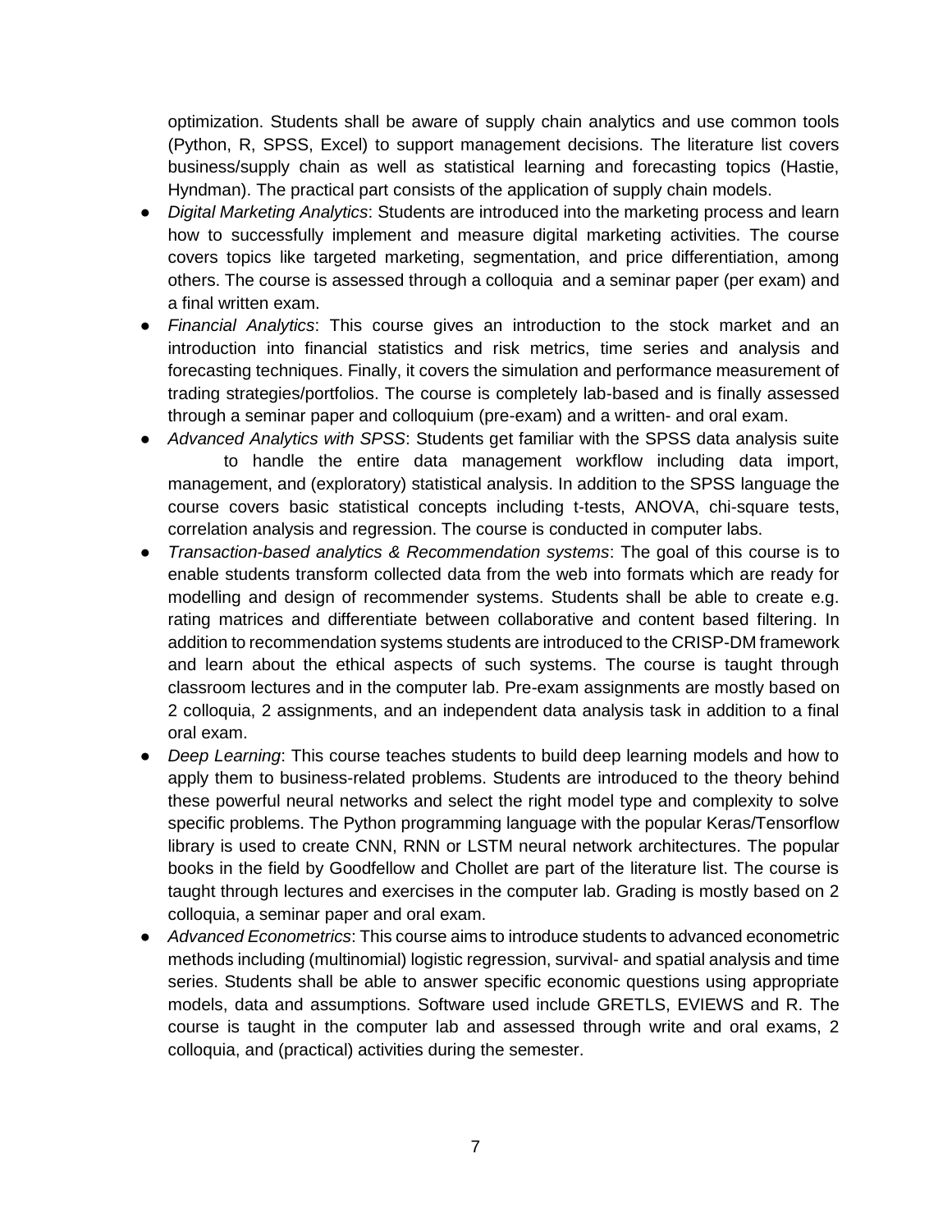optimization. Students shall be aware of supply chain analytics and use common tools (Python, R, SPSS, Excel) to support management decisions. The literature list covers business/supply chain as well as statistical learning and forecasting topics (Hastie, Hyndman). The practical part consists of the application of supply chain models.

- *Digital Marketing Analytics*: Students are introduced into the marketing process and learn how to successfully implement and measure digital marketing activities. The course covers topics like targeted marketing, segmentation, and price differentiation, among others. The course is assessed through a colloquia and a seminar paper (per exam) and a final written exam.
- *Financial Analytics*: This course gives an introduction to the stock market and an introduction into financial statistics and risk metrics, time series and analysis and forecasting techniques. Finally, it covers the simulation and performance measurement of trading strategies/portfolios. The course is completely lab-based and is finally assessed through a seminar paper and colloquium (pre-exam) and a written- and oral exam.
- *Advanced Analytics with SPSS*: Students get familiar with the SPSS data analysis suite to handle the entire data management workflow including data import, management, and (exploratory) statistical analysis. In addition to the SPSS language the course covers basic statistical concepts including t-tests, ANOVA, chi-square tests, correlation analysis and regression. The course is conducted in computer labs.
- *Transaction-based analytics & Recommendation systems*: The goal of this course is to enable students transform collected data from the web into formats which are ready for modelling and design of recommender systems. Students shall be able to create e.g. rating matrices and differentiate between collaborative and content based filtering. In addition to recommendation systems students are introduced to the CRISP-DM framework and learn about the ethical aspects of such systems. The course is taught through classroom lectures and in the computer lab. Pre-exam assignments are mostly based on 2 colloquia, 2 assignments, and an independent data analysis task in addition to a final oral exam.
- *Deep Learning*: This course teaches students to build deep learning models and how to apply them to business-related problems. Students are introduced to the theory behind these powerful neural networks and select the right model type and complexity to solve specific problems. The Python programming language with the popular Keras/Tensorflow library is used to create CNN, RNN or LSTM neural network architectures. The popular books in the field by Goodfellow and Chollet are part of the literature list. The course is taught through lectures and exercises in the computer lab. Grading is mostly based on 2 colloquia, a seminar paper and oral exam.
- *Advanced Econometrics*: This course aims to introduce students to advanced econometric methods including (multinomial) logistic regression, survival- and spatial analysis and time series. Students shall be able to answer specific economic questions using appropriate models, data and assumptions. Software used include GRETLS, EVIEWS and R. The course is taught in the computer lab and assessed through write and oral exams, 2 colloquia, and (practical) activities during the semester.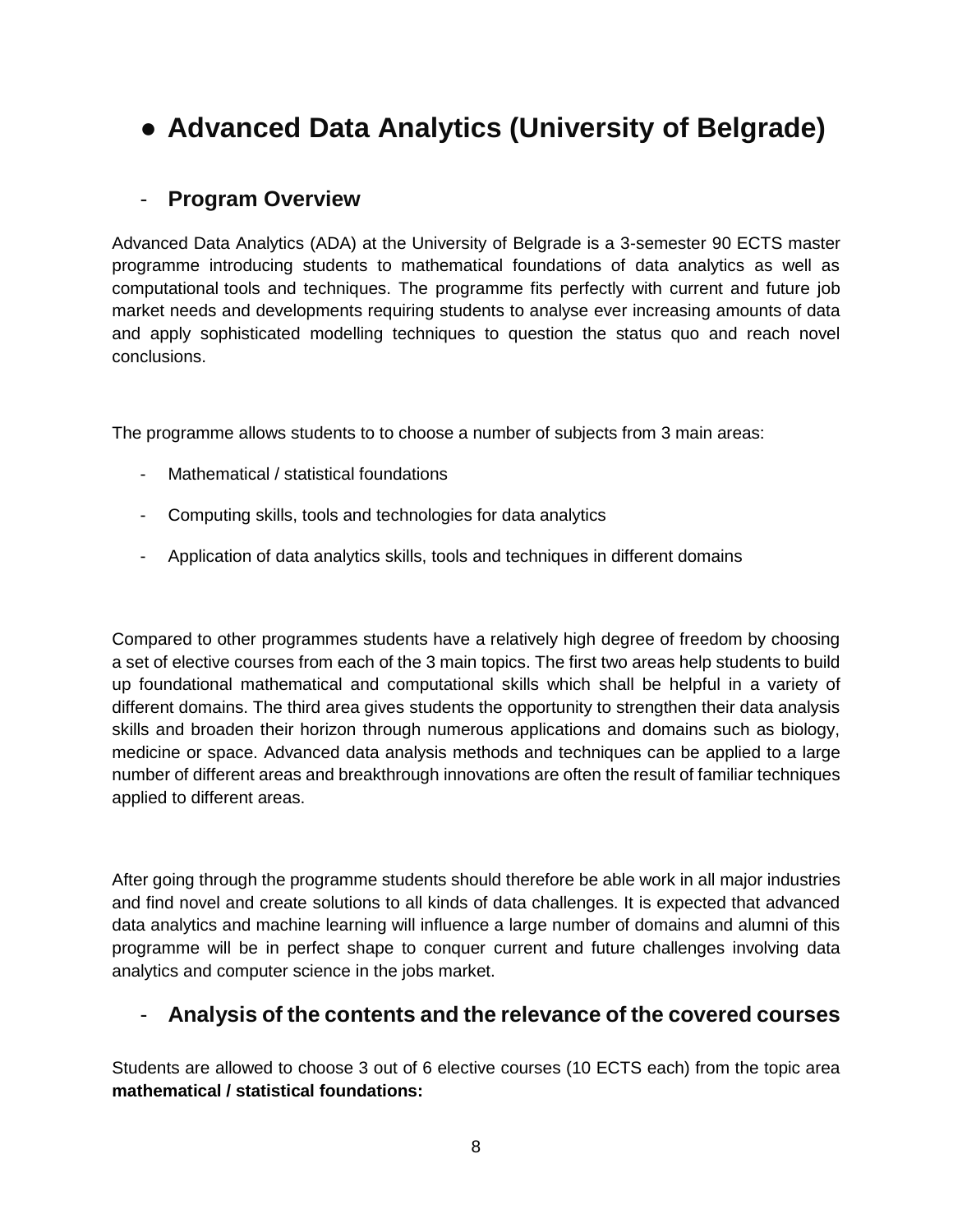# ● Advanced Data Analytics (University of Belgrade)

## - Program Overview

Advanced Data Analytics (ADA) at the University of Belgrade is a 3-semester 90 ECTS master programme introducing students to mathematical foundations of data analytics as well as computational tools and techniques. The programme fits perfectly with current and future job market needs and developments requiring students to analyse ever increasing amounts of data and apply sophisticated modelling techniques to question the status quo and reach novel conclusions.

The programme allows students to to choose a number of subjects from 3 main areas:

- Mathematical / statistical foundations
- Computing skills, tools and technologies for data analytics
- Application of data analytics skills, tools and techniques in different domains

Compared to other programmes students have a relatively high degree of freedom by choosing a set of elective courses from each of the 3 main topics. The first two areas help students to build up foundational mathematical and computational skills which shall be helpful in a variety of different domains. The third area gives students the opportunity to strengthen their data analysis skills and broaden their horizon through numerous applications and domains such as biology, medicine or space. Advanced data analysis methods and techniques can be applied to a large number of different areas and breakthrough innovations are often the result of familiar techniques applied to different areas.

After going through the programme students should therefore be able work in all major industries and find novel and create solutions to all kinds of data challenges. It is expected that advanced data analytics and machine learning will influence a large number of domains and alumni of this programme will be in perfect shape to conquer current and future challenges involving data analytics and computer science in the jobs market.

## - Analysis of the contents and the relevance of the covered courses

Students are allowed to choose 3 out of 6 elective courses (10 ECTS each) from the topic area **mathematical / statistical foundations:**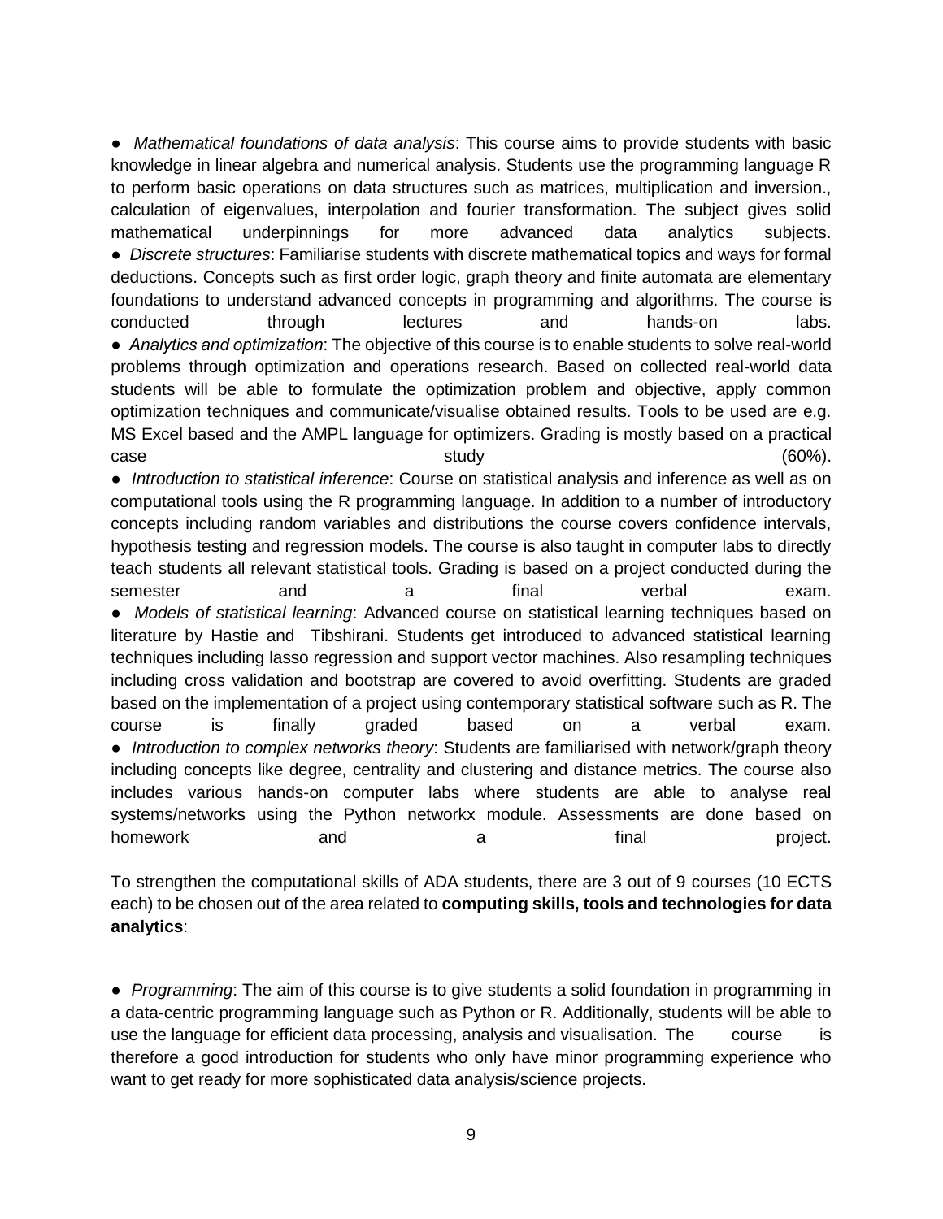- *Mathematical foundations of data analysis*: This course aims to provide students with basic knowledge in linear algebra and numerical analysis. Students use the programming language R to perform basic operations on data structures such as matrices, multiplication and inversion., calculation of eigenvalues, interpolation and fourier transformation. The subject gives solid mathematical underpinnings for more advanced data analytics subjects.
- *Discrete structures*: Familiarise students with discrete mathematical topics and ways for formal deductions. Concepts such as first order logic, graph theory and finite automata are elementary foundations to understand advanced concepts in programming and algorithms. The course is conducted through lectures and hands-on labs.
- *Analytics and optimization*: The objective of this course is to enable students to solve real-world problems through optimization and operations research. Based on collected real-world data students will be able to formulate the optimization problem and objective, apply common optimization techniques and communicate/visualise obtained results. Tools to be used are e.g. MS Excel based and the AMPL language for optimizers. Grading is mostly based on a practical case study (60%).
- *Introduction to statistical inference*: Course on statistical analysis and inference as well as on computational tools using the R programming language. In addition to a number of introductory concepts including random variables and distributions the course covers confidence intervals, hypothesis testing and regression models. The course is also taught in computer labs to directly teach students all relevant statistical tools. Grading is based on a project conducted during the semester and a final verbal exam.
- *Models of statistical learning*: Advanced course on statistical learning techniques based on literature by Hastie and Tibshirani. Students get introduced to advanced statistical learning techniques including lasso regression and support vector machines. Also resampling techniques including cross validation and bootstrap are covered to avoid overfitting. Students are graded based on the implementation of a project using contemporary statistical software such as R. The course is finally graded based on a verbal exam.
- *Introduction to complex networks theory*: Students are familiarised with network/graph theory including concepts like degree, centrality and clustering and distance metrics. The course also includes various hands-on computer labs where students are able to analyse real systems/networks using the Python networkx module. Assessments are done based on homework and a final project.

To strengthen the computational skills of ADA students, there are 3 out of 9 courses (10 ECTS each) to be chosen out of the area related to **computing skills, tools and technologies for data analytics**:

- *Programming*: The aim of this course is to give students a solid foundation in programming in a data-centric programming language such as Python or R. Additionally, students will be able to use the language for efficient data processing, analysis and visualisation. The course is therefore a good introduction for students who only have minor programming experience who want to get ready for more sophisticated data analysis/science projects.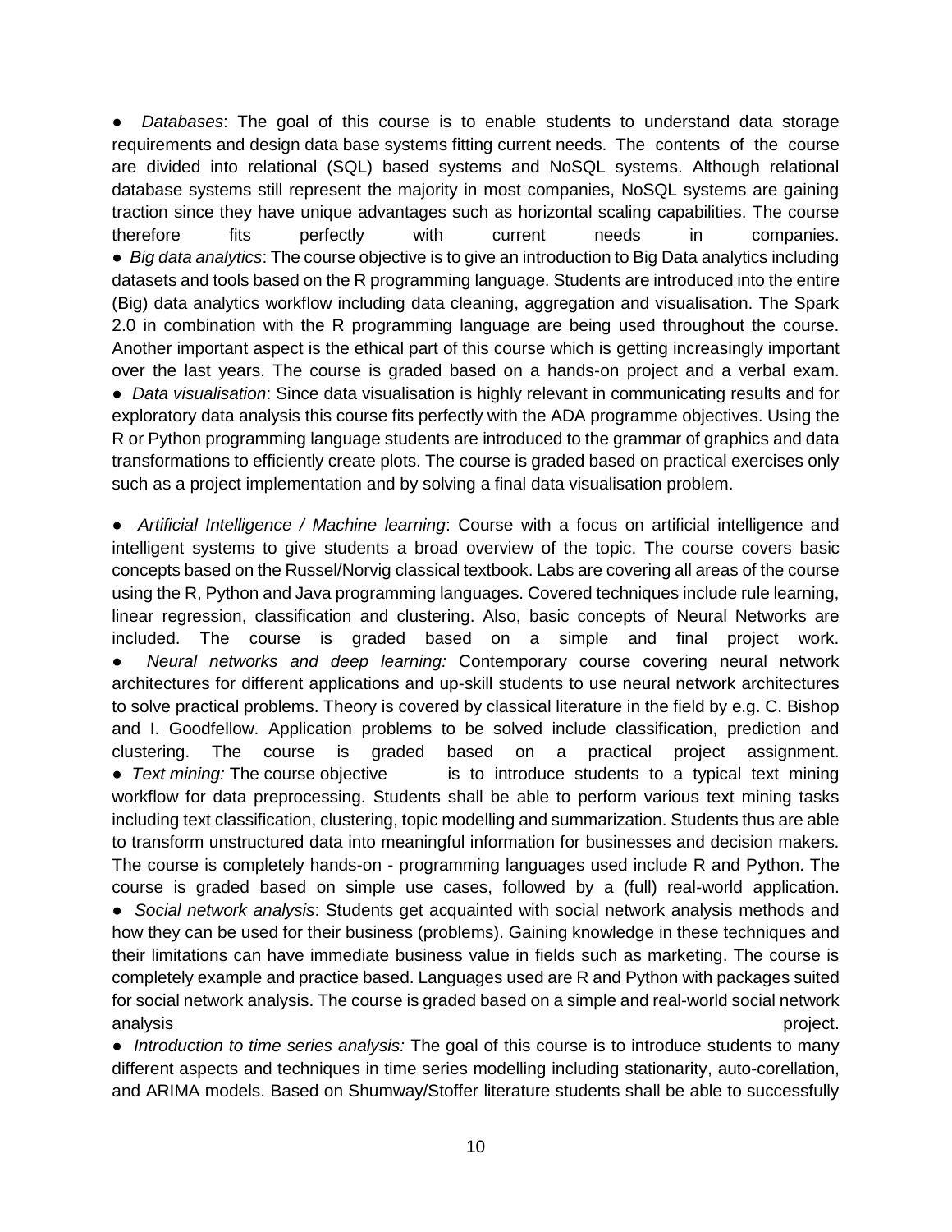- *Databases*: The goal of this course is to enable students to understand data storage requirements and design data base systems fitting current needs. The contents of the course are divided into relational (SQL) based systems and NoSQL systems. Although relational database systems still represent the majority in most companies, NoSQL systems are gaining traction since they have unique advantages such as horizontal scaling capabilities. The course therefore fits perfectly with current needs in companies.
- *Big data analytics*: The course objective is to give an introduction to Big Data analytics including datasets and tools based on the R programming language. Students are introduced into the entire (Big) data analytics workflow including data cleaning, aggregation and visualisation. The Spark 2.0 in combination with the R programming language are being used throughout the course. Another important aspect is the ethical part of this course which is getting increasingly important over the last years. The course is graded based on a hands-on project and a verbal exam.
- *Data visualisation*: Since data visualisation is highly relevant in communicating results and for exploratory data analysis this course fits perfectly with the ADA programme objectives. Using the R or Python programming language students are introduced to the grammar of graphics and data transformations to efficiently create plots. The course is graded based on practical exercises only such as a project implementation and by solving a final data visualisation problem.

- *Artificial Intelligence / Machine learning*: Course with a focus on artificial intelligence and intelligent systems to give students a broad overview of the topic. The course covers basic concepts based on the Russel/Norvig classical textbook. Labs are covering all areas of the course using the R, Python and Java programming languages. Covered techniques include rule learning, linear regression, classification and clustering. Also, basic concepts of Neural Networks are included. The course is graded based on a simple and final project work.
- *Neural networks and deep learning:* Contemporary course covering neural network architectures for different applications and up-skill students to use neural network architectures to solve practical problems. Theory is covered by classical literature in the field by e.g. C. Bishop and I. Goodfellow. Application problems to be solved include classification, prediction and clustering. The course is graded based on a practical project assignment.
- *Text mining:* The course objective is to introduce students to a typical text mining workflow for data preprocessing. Students shall be able to perform various text mining tasks including text classification, clustering, topic modelling and summarization. Students thus are able to transform unstructured data into meaningful information for businesses and decision makers. The course is completely hands-on - programming languages used include R and Python. The course is graded based on simple use cases, followed by a (full) real-world application.
- *Social network analysis*: Students get acquainted with social network analysis methods and how they can be used for their business (problems). Gaining knowledge in these techniques and their limitations can have immediate business value in fields such as marketing. The course is completely example and practice based. Languages used are R and Python with packages suited for social network analysis. The course is graded based on a simple and real-world social network analysis project.
- *Introduction to time series analysis:* The goal of this course is to introduce students to many different aspects and techniques in time series modelling including stationarity, auto-corellation, and ARIMA models. Based on Shumway/Stoffer literature students shall be able to successfully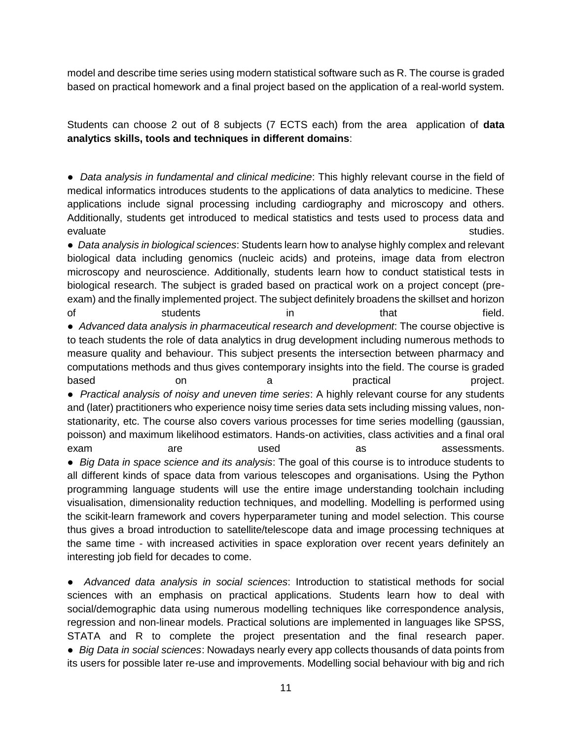model and describe time series using modern statistical software such as R. The course is graded based on practical homework and a final project based on the application of a real-world system.

Students can choose 2 out of 8 subjects (7 ECTS each) from the area application of **data analytics skills, tools and techniques in different domains**:

- *Data analysis in fundamental and clinical medicine*: This highly relevant course in the field of medical informatics introduces students to the applications of data analytics to medicine. These applications include signal processing including cardiography and microscopy and others. Additionally, students get introduced to medical statistics and tests used to process data and evaluate studies.
- *Data analysis in biological sciences*: Students learn how to analyse highly complex and relevant biological data including genomics (nucleic acids) and proteins, image data from electron microscopy and neuroscience. Additionally, students learn how to conduct statistical tests in biological research. The subject is graded based on practical work on a project concept (pre-exam) and the finally implemented project. The subject definitely broadens the skillset and horizon of students in that field.
- *Advanced data analysis in pharmaceutical research and development*: The course objective is to teach students the role of data analytics in drug development including numerous methods to measure quality and behaviour. This subject presents the intersection between pharmacy and computations methods and thus gives contemporary insights into the field. The course is graded based on a practical project.
- *Practical analysis of noisy and uneven time series*: A highly relevant course for any students and (later) practitioners who experience noisy time series data sets including missing values, non-stationarity, etc. The course also covers various processes for time series modelling (gaussian, poisson) and maximum likelihood estimators. Hands-on activities, class activities and a final oral exam are used as assessments.
- *Big Data in space science and its analysis*: The goal of this course is to introduce students to all different kinds of space data from various telescopes and organisations. Using the Python programming language students will use the entire image understanding toolchain including visualisation, dimensionality reduction techniques, and modelling. Modelling is performed using the scikit-learn framework and covers hyperparameter tuning and model selection. This course thus gives a broad introduction to satellite/telescope data and image processing techniques at the same time - with increased activities in space exploration over recent years definitely an interesting job field for decades to come.

- *Advanced data analysis in social sciences*: Introduction to statistical methods for social sciences with an emphasis on practical applications. Students learn how to deal with social/demographic data using numerous modelling techniques like correspondence analysis, regression and non-linear models. Practical solutions are implemented in languages like SPSS, STATA and R to complete the project presentation and the final research paper.
- *Big Data in social sciences*: Nowadays nearly every app collects thousands of data points from its users for possible later re-use and improvements. Modelling social behaviour with big and rich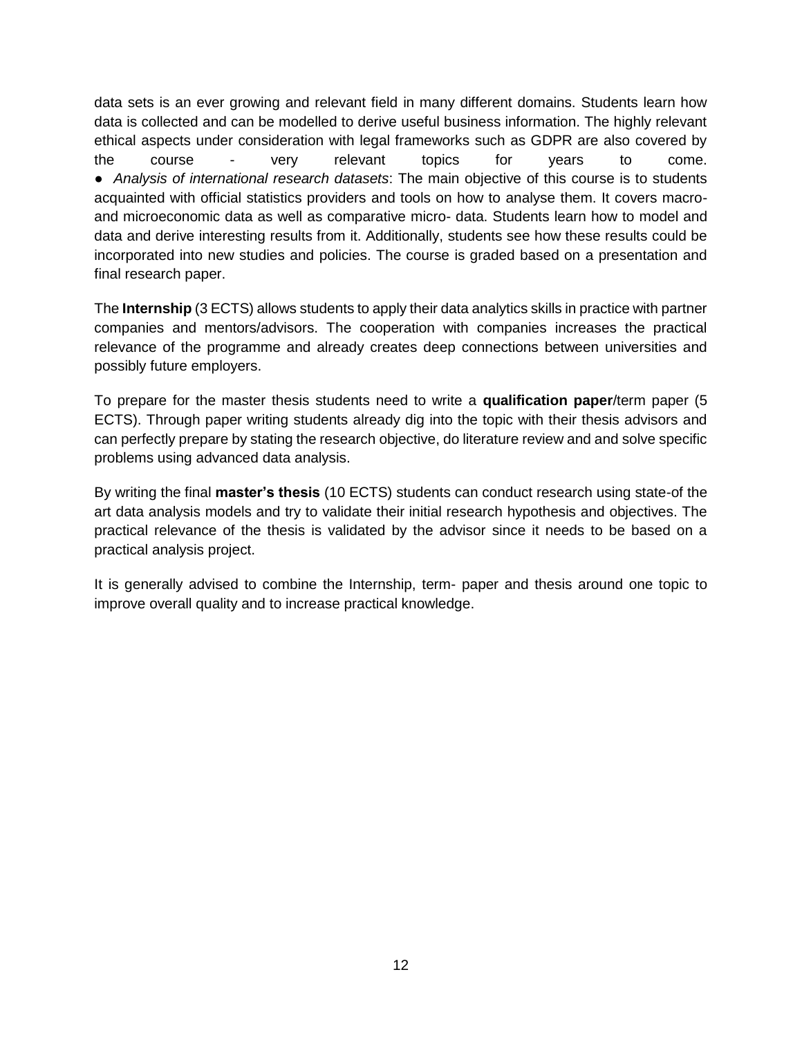data sets is an ever growing and relevant field in many different domains. Students learn how data is collected and can be modelled to derive useful business information. The highly relevant ethical aspects under consideration with legal frameworks such as GDPR are also covered by the course - very relevant topics for years to come.

- *Analysis of international research datasets*: The main objective of this course is to students acquainted with official statistics providers and tools on how to analyse them. It covers macro- and microeconomic data as well as comparative micro- data. Students learn how to model and data and derive interesting results from it. Additionally, students see how these results could be incorporated into new studies and policies. The course is graded based on a presentation and final research paper.

The **Internship** (3 ECTS) allows students to apply their data analytics skills in practice with partner companies and mentors/advisors. The cooperation with companies increases the practical relevance of the programme and already creates deep connections between universities and possibly future employers.

To prepare for the master thesis students need to write a **qualification paper**/term paper (5 ECTS). Through paper writing students already dig into the topic with their thesis advisors and can perfectly prepare by stating the research objective, do literature review and and solve specific problems using advanced data analysis.

By writing the final **master's thesis** (10 ECTS) students can conduct research using state-of the art data analysis models and try to validate their initial research hypothesis and objectives. The practical relevance of the thesis is validated by the advisor since it needs to be based on a practical analysis project.

It is generally advised to combine the Internship, term- paper and thesis around one topic to improve overall quality and to increase practical knowledge.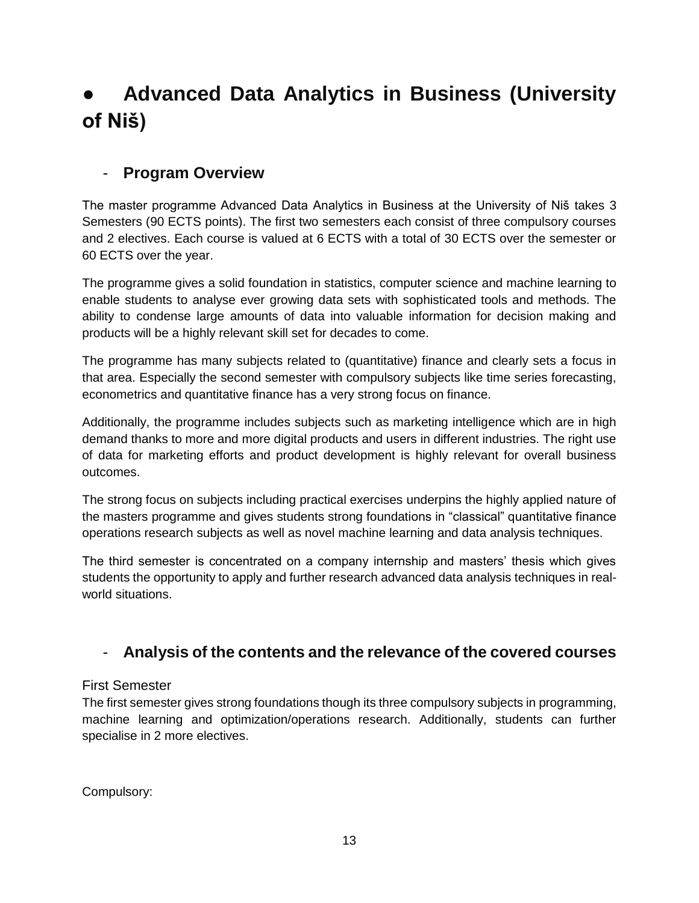# ● Advanced Data Analytics in Business (University of Niš)

## - Program Overview

The master programme Advanced Data Analytics in Business at the University of Niš takes 3 Semesters (90 ECTS points). The first two semesters each consist of three compulsory courses and 2 electives. Each course is valued at 6 ECTS with a total of 30 ECTS over the semester or 60 ECTS over the year.

The programme gives a solid foundation in statistics, computer science and machine learning to enable students to analyse ever growing data sets with sophisticated tools and methods. The ability to condense large amounts of data into valuable information for decision making and products will be a highly relevant skill set for decades to come.

The programme has many subjects related to (quantitative) finance and clearly sets a focus in that area. Especially the second semester with compulsory subjects like time series forecasting, econometrics and quantitative finance has a very strong focus on finance.

Additionally, the programme includes subjects such as marketing intelligence which are in high demand thanks to more and more digital products and users in different industries. The right use of data for marketing efforts and product development is highly relevant for overall business outcomes.

The strong focus on subjects including practical exercises underpins the highly applied nature of the masters programme and gives students strong foundations in "classical" quantitative finance operations research subjects as well as novel machine learning and data analysis techniques.

The third semester is concentrated on a company internship and masters' thesis which gives students the opportunity to apply and further research advanced data analysis techniques in real-world situations.

## - Analysis of the contents and the relevance of the covered courses

### First Semester

The first semester gives strong foundations though its three compulsory subjects in programming, machine learning and optimization/operations research. Additionally, students can further specialise in 2 more electives.

Compulsory: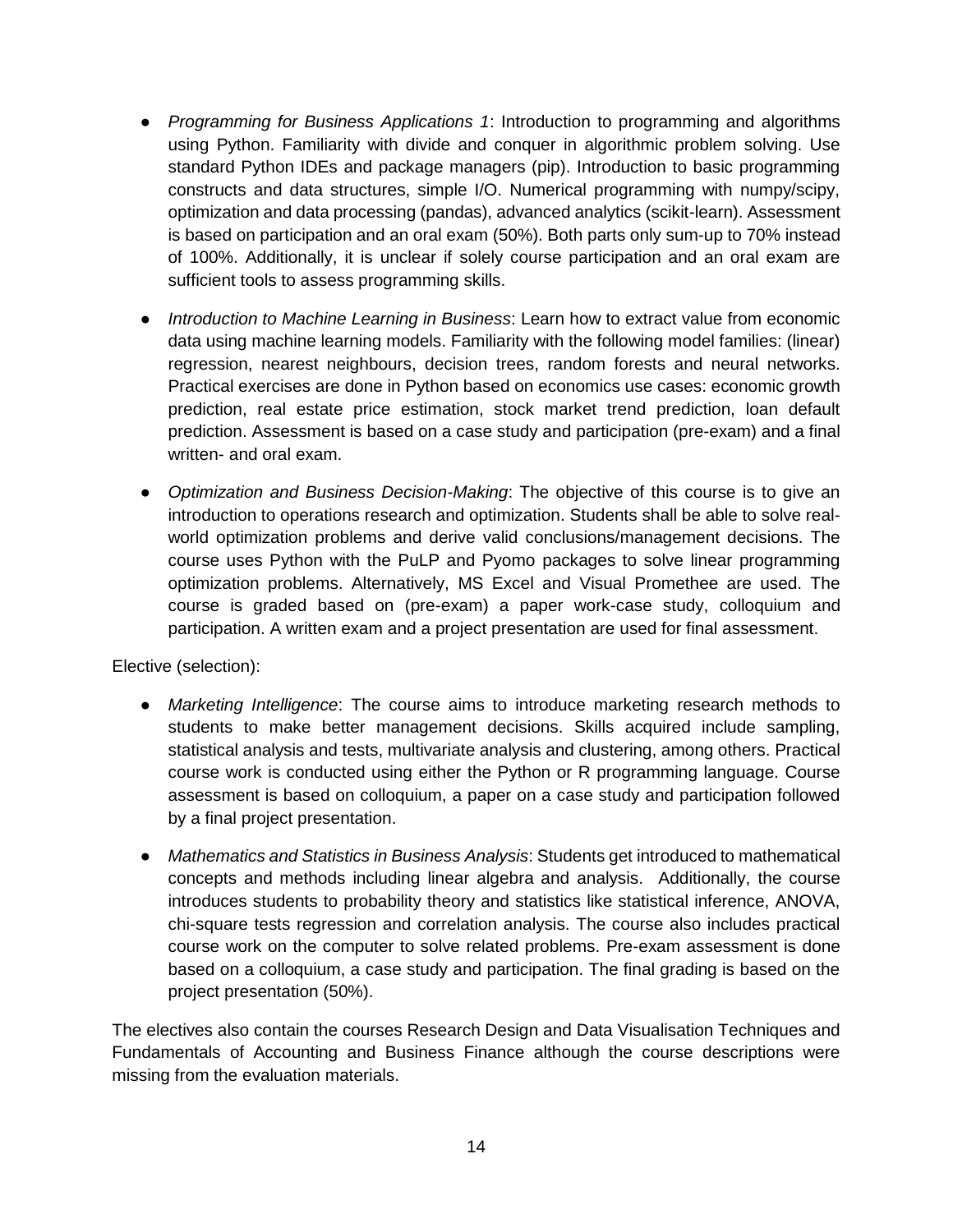- *Programming for Business Applications 1*: Introduction to programming and algorithms using Python. Familiarity with divide and conquer in algorithmic problem solving. Use standard Python IDEs and package managers (pip). Introduction to basic programming constructs and data structures, simple I/O. Numerical programming with numpy/scipy, optimization and data processing (pandas), advanced analytics (scikit-learn). Assessment is based on participation and an oral exam (50%). Both parts only sum-up to 70% instead of 100%. Additionally, it is unclear if solely course participation and an oral exam are sufficient tools to assess programming skills.

- *Introduction to Machine Learning in Business*: Learn how to extract value from economic data using machine learning models. Familiarity with the following model families: (linear) regression, nearest neighbours, decision trees, random forests and neural networks. Practical exercises are done in Python based on economics use cases: economic growth prediction, real estate price estimation, stock market trend prediction, loan default prediction. Assessment is based on a case study and participation (pre-exam) and a final written- and oral exam.

- *Optimization and Business Decision-Making*: The objective of this course is to give an introduction to operations research and optimization. Students shall be able to solve real-world optimization problems and derive valid conclusions/management decisions. The course uses Python with the PuLP and Pyomo packages to solve linear programming optimization problems. Alternatively, MS Excel and Visual Promethee are used. The course is graded based on (pre-exam) a paper work-case study, colloquium and participation. A written exam and a project presentation are used for final assessment.

Elective (selection):

- *Marketing Intelligence*: The course aims to introduce marketing research methods to students to make better management decisions. Skills acquired include sampling, statistical analysis and tests, multivariate analysis and clustering, among others. Practical course work is conducted using either the Python or R programming language. Course assessment is based on colloquium, a paper on a case study and participation followed by a final project presentation.

- *Mathematics and Statistics in Business Analysis*: Students get introduced to mathematical concepts and methods including linear algebra and analysis. Additionally, the course introduces students to probability theory and statistics like statistical inference, ANOVA, chi-square tests regression and correlation analysis. The course also includes practical course work on the computer to solve related problems. Pre-exam assessment is done based on a colloquium, a case study and participation. The final grading is based on the project presentation (50%).

The electives also contain the courses Research Design and Data Visualisation Techniques and Fundamentals of Accounting and Business Finance although the course descriptions were missing from the evaluation materials.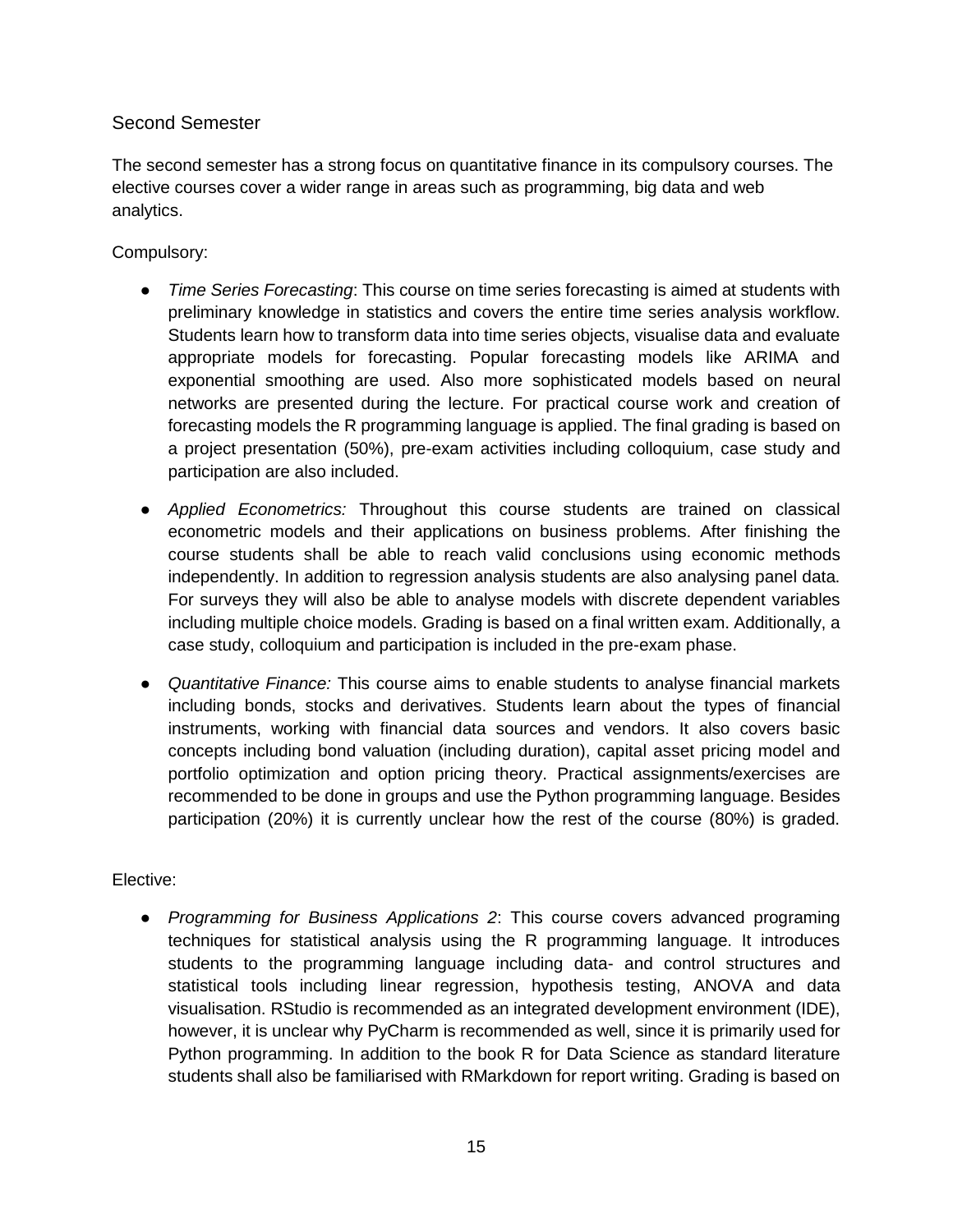## Second Semester

The second semester has a strong focus on quantitative finance in its compulsory courses. The elective courses cover a wider range in areas such as programming, big data and web analytics.

Compulsory:

- *Time Series Forecasting*: This course on time series forecasting is aimed at students with preliminary knowledge in statistics and covers the entire time series analysis workflow. Students learn how to transform data into time series objects, visualise data and evaluate appropriate models for forecasting. Popular forecasting models like ARIMA and exponential smoothing are used. Also more sophisticated models based on neural networks are presented during the lecture. For practical course work and creation of forecasting models the R programming language is applied. The final grading is based on a project presentation (50%), pre-exam activities including colloquium, case study and participation are also included.
- *Applied Econometrics:* Throughout this course students are trained on classical econometric models and their applications on business problems. After finishing the course students shall be able to reach valid conclusions using economic methods independently. In addition to regression analysis students are also analysing panel data. For surveys they will also be able to analyse models with discrete dependent variables including multiple choice models. Grading is based on a final written exam. Additionally, a case study, colloquium and participation is included in the pre-exam phase.
- *Quantitative Finance:* This course aims to enable students to analyse financial markets including bonds, stocks and derivatives. Students learn about the types of financial instruments, working with financial data sources and vendors. It also covers basic concepts including bond valuation (including duration), capital asset pricing model and portfolio optimization and option pricing theory. Practical assignments/exercises are recommended to be done in groups and use the Python programming language. Besides participation (20%) it is currently unclear how the rest of the course (80%) is graded.

Elective:

- *Programming for Business Applications 2*: This course covers advanced programing techniques for statistical analysis using the R programming language. It introduces students to the programming language including data- and control structures and statistical tools including linear regression, hypothesis testing, ANOVA and data visualisation. RStudio is recommended as an integrated development environment (IDE), however, it is unclear why PyCharm is recommended as well, since it is primarily used for Python programming. In addition to the book R for Data Science as standard literature students shall also be familiarised with RMarkdown for report writing. Grading is based on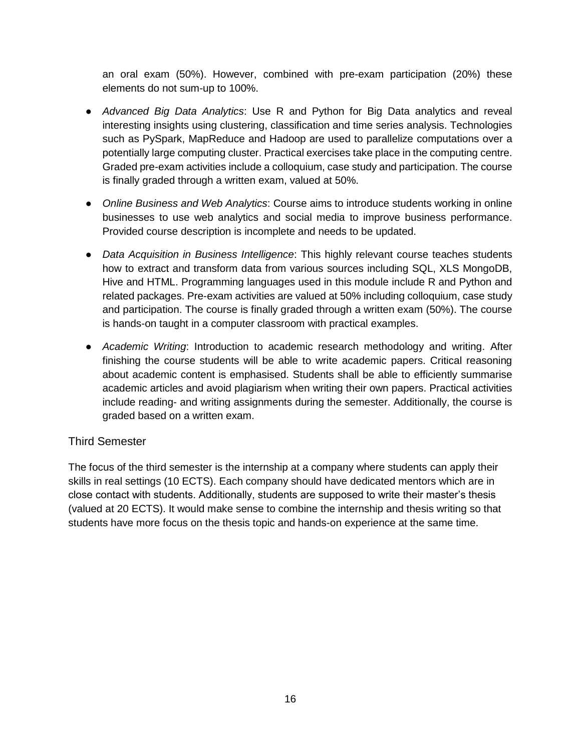an oral exam (50%). However, combined with pre-exam participation (20%) these elements do not sum-up to 100%.

- *Advanced Big Data Analytics*: Use R and Python for Big Data analytics and reveal interesting insights using clustering, classification and time series analysis. Technologies such as PySpark, MapReduce and Hadoop are used to parallelize computations over a potentially large computing cluster. Practical exercises take place in the computing centre. Graded pre-exam activities include a colloquium, case study and participation. The course is finally graded through a written exam, valued at 50%.
- *Online Business and Web Analytics*: Course aims to introduce students working in online businesses to use web analytics and social media to improve business performance. Provided course description is incomplete and needs to be updated.
- *Data Acquisition in Business Intelligence*: This highly relevant course teaches students how to extract and transform data from various sources including SQL, XLS MongoDB, Hive and HTML. Programming languages used in this module include R and Python and related packages. Pre-exam activities are valued at 50% including colloquium, case study and participation. The course is finally graded through a written exam (50%). The course is hands-on taught in a computer classroom with practical examples.
- *Academic Writing*: Introduction to academic research methodology and writing. After finishing the course students will be able to write academic papers. Critical reasoning about academic content is emphasised. Students shall be able to efficiently summarise academic articles and avoid plagiarism when writing their own papers. Practical activities include reading- and writing assignments during the semester. Additionally, the course is graded based on a written exam.

### Third Semester

The focus of the third semester is the internship at a company where students can apply their skills in real settings (10 ECTS). Each company should have dedicated mentors which are in close contact with students. Additionally, students are supposed to write their master's thesis (valued at 20 ECTS). It would make sense to combine the internship and thesis writing so that students have more focus on the thesis topic and hands-on experience at the same time.